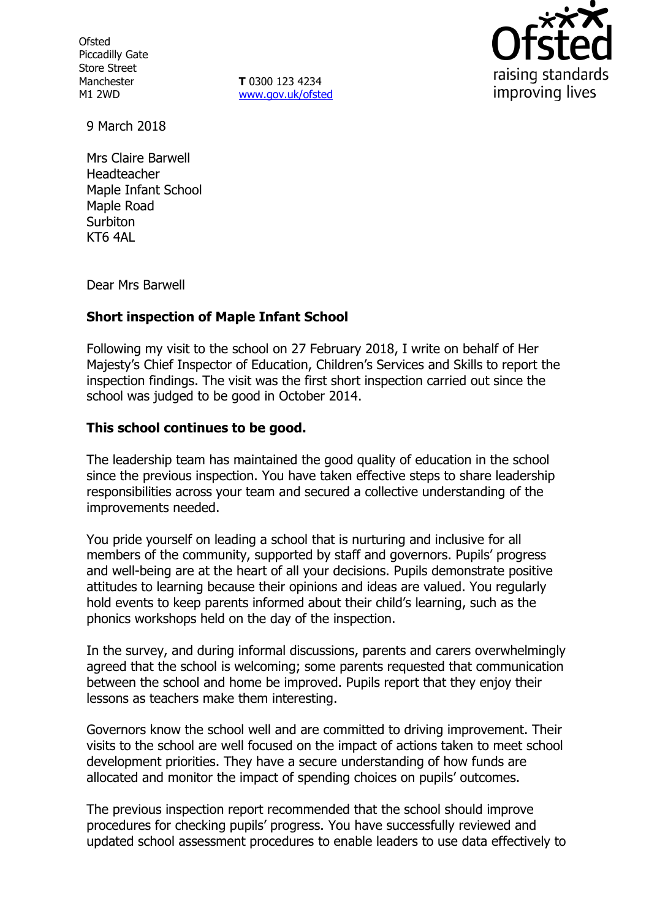Ofsted
Piccadilly Gate
Store Street
Manchester
M1 2WD

**T** 0300 123 4234
www.gov.uk/ofsted

9 March 2018

Mrs Claire Barwell
Headteacher
Maple Infant School
Maple Road
Surbiton
KT6 4AL

Dear Mrs Barwell

**Short inspection of Maple Infant School**

Following my visit to the school on 27 February 2018, I write on behalf of Her Majesty's Chief Inspector of Education, Children's Services and Skills to report the inspection findings. The visit was the first short inspection carried out since the school was judged to be good in October 2014.

**This school continues to be good.**

The leadership team has maintained the good quality of education in the school since the previous inspection. You have taken effective steps to share leadership responsibilities across your team and secured a collective understanding of the improvements needed.

You pride yourself on leading a school that is nurturing and inclusive for all members of the community, supported by staff and governors. Pupils' progress and well-being are at the heart of all your decisions. Pupils demonstrate positive attitudes to learning because their opinions and ideas are valued. You regularly hold events to keep parents informed about their child's learning, such as the phonics workshops held on the day of the inspection.

In the survey, and during informal discussions, parents and carers overwhelmingly agreed that the school is welcoming; some parents requested that communication between the school and home be improved. Pupils report that they enjoy their lessons as teachers make them interesting.

Governors know the school well and are committed to driving improvement. Their visits to the school are well focused on the impact of actions taken to meet school development priorities. They have a secure understanding of how funds are allocated and monitor the impact of spending choices on pupils' outcomes.

The previous inspection report recommended that the school should improve procedures for checking pupils' progress. You have successfully reviewed and updated school assessment procedures to enable leaders to use data effectively to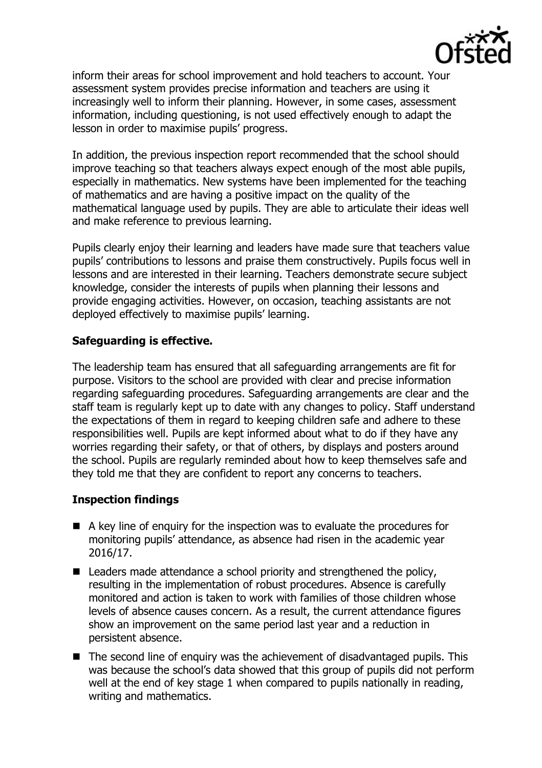inform their areas for school improvement and hold teachers to account. Your assessment system provides precise information and teachers are using it increasingly well to inform their planning. However, in some cases, assessment information, including questioning, is not used effectively enough to adapt the lesson in order to maximise pupils' progress.

In addition, the previous inspection report recommended that the school should improve teaching so that teachers always expect enough of the most able pupils, especially in mathematics. New systems have been implemented for the teaching of mathematics and are having a positive impact on the quality of the mathematical language used by pupils. They are able to articulate their ideas well and make reference to previous learning.

Pupils clearly enjoy their learning and leaders have made sure that teachers value pupils' contributions to lessons and praise them constructively. Pupils focus well in lessons and are interested in their learning. Teachers demonstrate secure subject knowledge, consider the interests of pupils when planning their lessons and provide engaging activities. However, on occasion, teaching assistants are not deployed effectively to maximise pupils' learning.

## Safeguarding is effective.

The leadership team has ensured that all safeguarding arrangements are fit for purpose. Visitors to the school are provided with clear and precise information regarding safeguarding procedures. Safeguarding arrangements are clear and the staff team is regularly kept up to date with any changes to policy. Staff understand the expectations of them in regard to keeping children safe and adhere to these responsibilities well. Pupils are kept informed about what to do if they have any worries regarding their safety, or that of others, by displays and posters around the school. Pupils are regularly reminded about how to keep themselves safe and they told me that they are confident to report any concerns to teachers.

## Inspection findings

- A key line of enquiry for the inspection was to evaluate the procedures for monitoring pupils' attendance, as absence had risen in the academic year 2016/17.
- Leaders made attendance a school priority and strengthened the policy, resulting in the implementation of robust procedures. Absence is carefully monitored and action is taken to work with families of those children whose levels of absence causes concern. As a result, the current attendance figures show an improvement on the same period last year and a reduction in persistent absence.
- The second line of enquiry was the achievement of disadvantaged pupils. This was because the school's data showed that this group of pupils did not perform well at the end of key stage 1 when compared to pupils nationally in reading, writing and mathematics.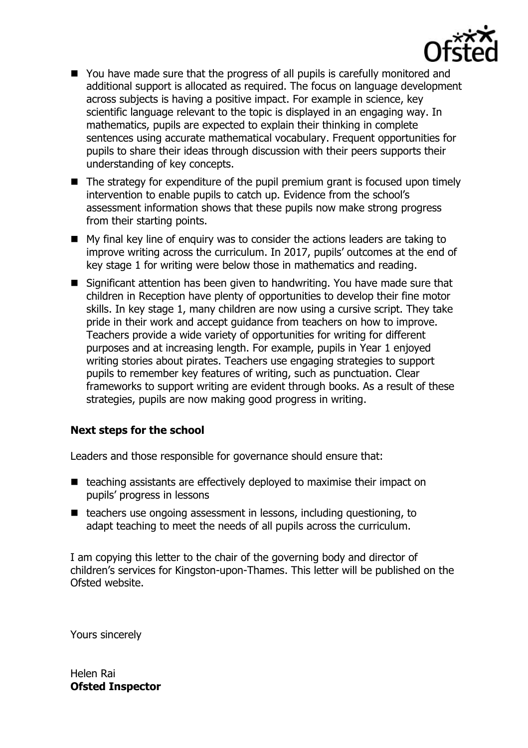- You have made sure that the progress of all pupils is carefully monitored and additional support is allocated as required. The focus on language development across subjects is having a positive impact. For example in science, key scientific language relevant to the topic is displayed in an engaging way. In mathematics, pupils are expected to explain their thinking in complete sentences using accurate mathematical vocabulary. Frequent opportunities for pupils to share their ideas through discussion with their peers supports their understanding of key concepts.
- The strategy for expenditure of the pupil premium grant is focused upon timely intervention to enable pupils to catch up. Evidence from the school's assessment information shows that these pupils now make strong progress from their starting points.
- My final key line of enquiry was to consider the actions leaders are taking to improve writing across the curriculum. In 2017, pupils' outcomes at the end of key stage 1 for writing were below those in mathematics and reading.
- Significant attention has been given to handwriting. You have made sure that children in Reception have plenty of opportunities to develop their fine motor skills. In key stage 1, many children are now using a cursive script. They take pride in their work and accept guidance from teachers on how to improve. Teachers provide a wide variety of opportunities for writing for different purposes and at increasing length. For example, pupils in Year 1 enjoyed writing stories about pirates. Teachers use engaging strategies to support pupils to remember key features of writing, such as punctuation. Clear frameworks to support writing are evident through books. As a result of these strategies, pupils are now making good progress in writing.

### Next steps for the school

Leaders and those responsible for governance should ensure that:

- teaching assistants are effectively deployed to maximise their impact on pupils' progress in lessons
- teachers use ongoing assessment in lessons, including questioning, to adapt teaching to meet the needs of all pupils across the curriculum.

I am copying this letter to the chair of the governing body and director of children's services for Kingston-upon-Thames. This letter will be published on the Ofsted website.

Yours sincerely

Helen Rai
**Ofsted Inspector**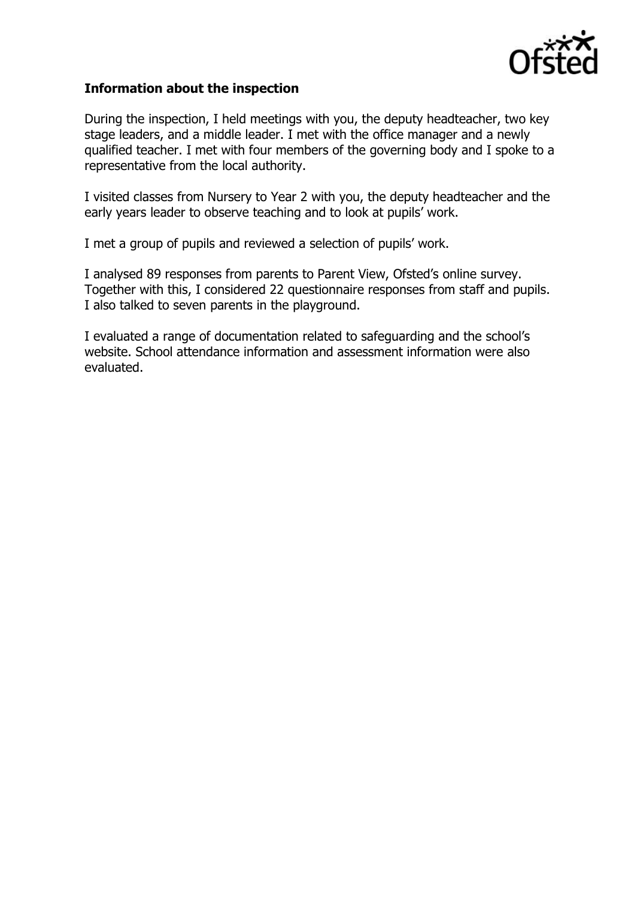**Information about the inspection**

During the inspection, I held meetings with you, the deputy headteacher, two key stage leaders, and a middle leader. I met with the office manager and a newly qualified teacher. I met with four members of the governing body and I spoke to a representative from the local authority.

I visited classes from Nursery to Year 2 with you, the deputy headteacher and the early years leader to observe teaching and to look at pupils' work.

I met a group of pupils and reviewed a selection of pupils' work.

I analysed 89 responses from parents to Parent View, Ofsted's online survey. Together with this, I considered 22 questionnaire responses from staff and pupils. I also talked to seven parents in the playground.

I evaluated a range of documentation related to safeguarding and the school's website. School attendance information and assessment information were also evaluated.